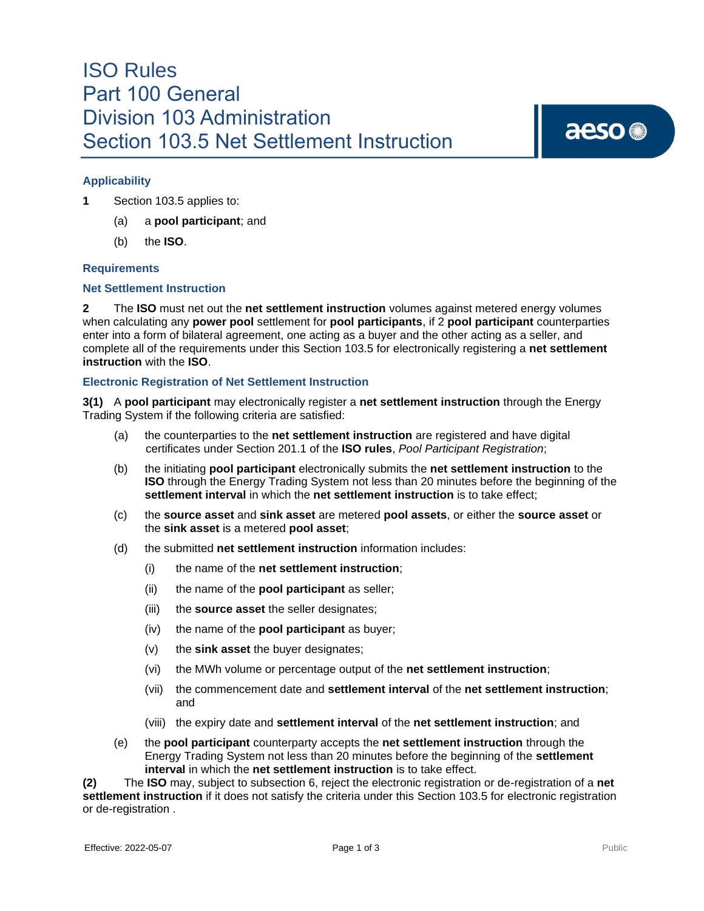# ISO Rules
# Part 100 General
# Division 103 Administration
# Section 103.5 Net Settlement Instruction

### Applicability

**1** Section 103.5 applies to:

(a) a **pool participant**; and

(b) the **ISO**.

### Requirements

### Net Settlement Instruction

**2** The **ISO** must net out the **net settlement instruction** volumes against metered energy volumes when calculating any **power pool** settlement for **pool participants**, if 2 **pool participant** counterparties enter into a form of bilateral agreement, one acting as a buyer and the other acting as a seller, and complete all of the requirements under this Section 103.5 for electronically registering a **net settlement instruction** with the **ISO**.

### Electronic Registration of Net Settlement Instruction

**3(1)** A **pool participant** may electronically register a **net settlement instruction** through the Energy Trading System if the following criteria are satisfied:

(a) the counterparties to the **net settlement instruction** are registered and have digital certificates under Section 201.1 of the **ISO rules**, *Pool Participant Registration*;

(b) the initiating **pool participant** electronically submits the **net settlement instruction** to the **ISO** through the Energy Trading System not less than 20 minutes before the beginning of the **settlement interval** in which the **net settlement instruction** is to take effect;

(c) the **source asset** and **sink asset** are metered **pool assets**, or either the **source asset** or the **sink asset** is a metered **pool asset**;

(d) the submitted **net settlement instruction** information includes:

(i) the name of the **net settlement instruction**;

(ii) the name of the **pool participant** as seller;

(iii) the **source asset** the seller designates;

(iv) the name of the **pool participant** as buyer;

(v) the **sink asset** the buyer designates;

(vi) the MWh volume or percentage output of the **net settlement instruction**;

(vii) the commencement date and **settlement interval** of the **net settlement instruction**; and

(viii) the expiry date and **settlement interval** of the **net settlement instruction**; and

(e) the **pool participant** counterparty accepts the **net settlement instruction** through the Energy Trading System not less than 20 minutes before the beginning of the **settlement interval** in which the **net settlement instruction** is to take effect.

**(2)** The **ISO** may, subject to subsection 6, reject the electronic registration or de-registration of a **net settlement instruction** if it does not satisfy the criteria under this Section 103.5 for electronic registration or de-registration .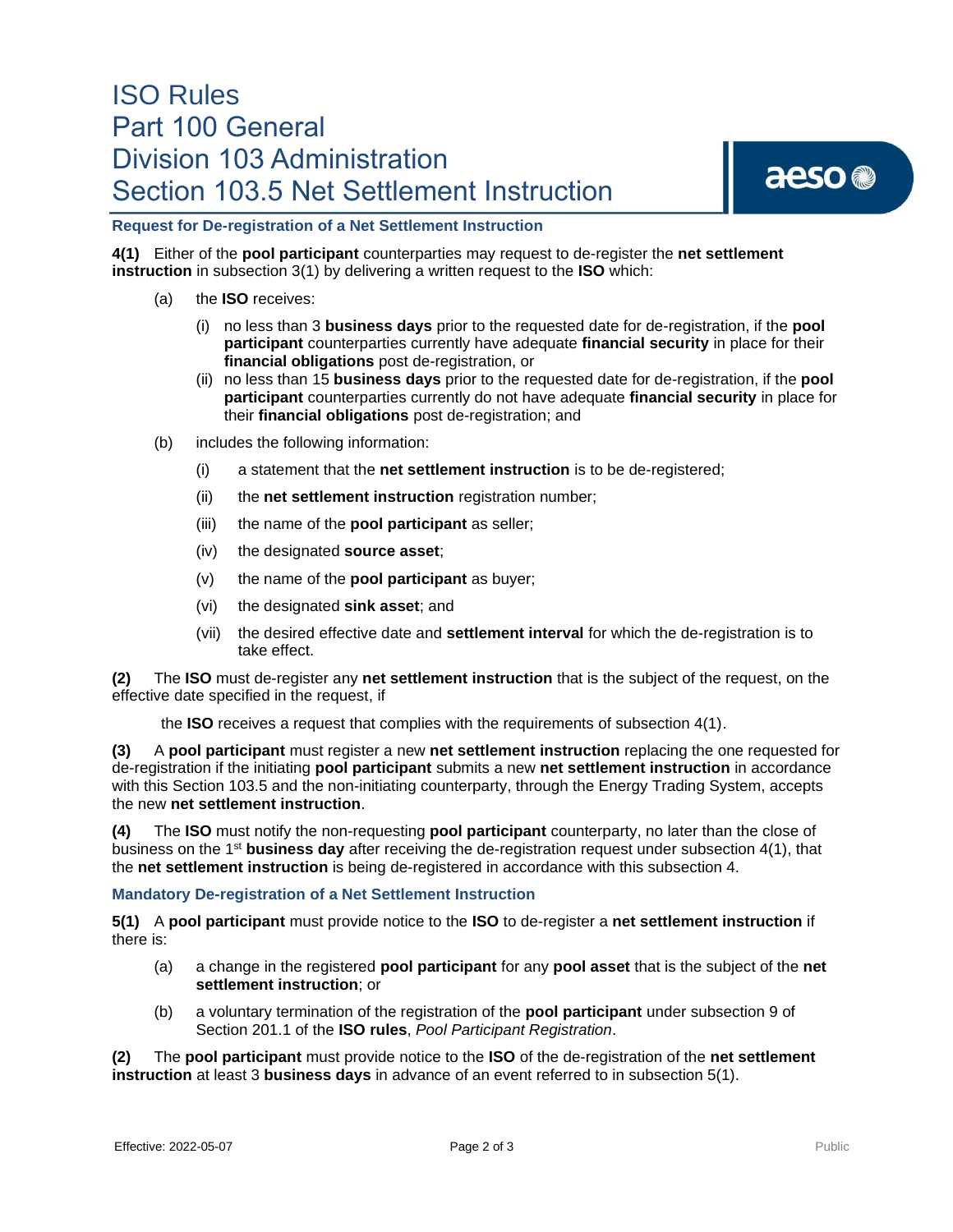### Request for De-registration of a Net Settlement Instruction

**4(1)** Either of the **pool participant** counterparties may request to de-register the **net settlement instruction** in subsection 3(1) by delivering a written request to the **ISO** which:

(a) the **ISO** receives:

(i) no less than 3 **business days** prior to the requested date for de-registration, if the **pool participant** counterparties currently have adequate **financial security** in place for their **financial obligations** post de-registration, or

(ii) no less than 15 **business days** prior to the requested date for de-registration, if the **pool participant** counterparties currently do not have adequate **financial security** in place for their **financial obligations** post de-registration; and

(b) includes the following information:

(i) a statement that the **net settlement instruction** is to be de-registered;

(ii) the **net settlement instruction** registration number;

(iii) the name of the **pool participant** as seller;

(iv) the designated **source asset**;

(v) the name of the **pool participant** as buyer;

(vi) the designated **sink asset**; and

(vii) the desired effective date and **settlement interval** for which the de-registration is to take effect.

**(2)** The **ISO** must de-register any **net settlement instruction** that is the subject of the request, on the effective date specified in the request, if

the **ISO** receives a request that complies with the requirements of subsection 4(1).

**(3)** A **pool participant** must register a new **net settlement instruction** replacing the one requested for de-registration if the initiating **pool participant** submits a new **net settlement instruction** in accordance with this Section 103.5 and the non-initiating counterparty, through the Energy Trading System, accepts the new **net settlement instruction**.

**(4)** The **ISO** must notify the non-requesting **pool participant** counterparty, no later than the close of business on the 1st **business day** after receiving the de-registration request under subsection 4(1), that the **net settlement instruction** is being de-registered in accordance with this subsection 4.

### Mandatory De-registration of a Net Settlement Instruction

**5(1)** A **pool participant** must provide notice to the **ISO** to de-register a **net settlement instruction** if there is:

(a) a change in the registered **pool participant** for any **pool asset** that is the subject of the **net settlement instruction**; or

(b) a voluntary termination of the registration of the **pool participant** under subsection 9 of Section 201.1 of the **ISO rules**, *Pool Participant Registration*.

**(2)** The **pool participant** must provide notice to the **ISO** of the de-registration of the **net settlement instruction** at least 3 **business days** in advance of an event referred to in subsection 5(1).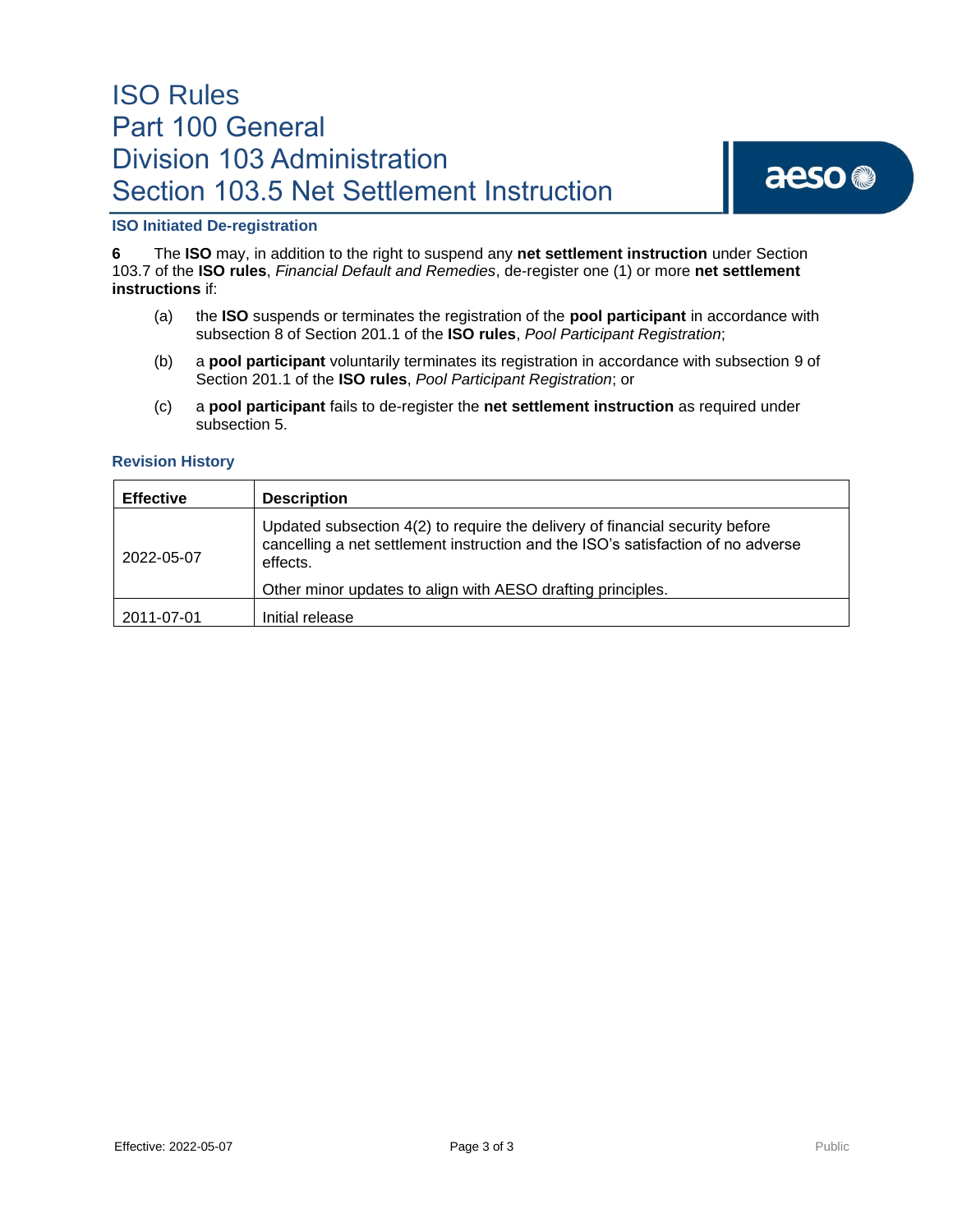### ISO Initiated De-registration

**6** The **ISO** may, in addition to the right to suspend any **net settlement instruction** under Section 103.7 of the **ISO rules**, *Financial Default and Remedies*, de-register one (1) or more **net settlement instructions** if:

(a) the **ISO** suspends or terminates the registration of the **pool participant** in accordance with subsection 8 of Section 201.1 of the **ISO rules**, *Pool Participant Registration*;

(b) a **pool participant** voluntarily terminates its registration in accordance with subsection 9 of Section 201.1 of the **ISO rules**, *Pool Participant Registration*; or

(c) a **pool participant** fails to de-register the **net settlement instruction** as required under subsection 5.

### Revision History

| Effective | Description |
|---|---|
| 2022-05-07 | Updated subsection 4(2) to require the delivery of financial security before cancelling a net settlement instruction and the ISO's satisfaction of no adverse effects.<br><br>Other minor updates to align with AESO drafting principles. |
| 2011-07-01 | Initial release |